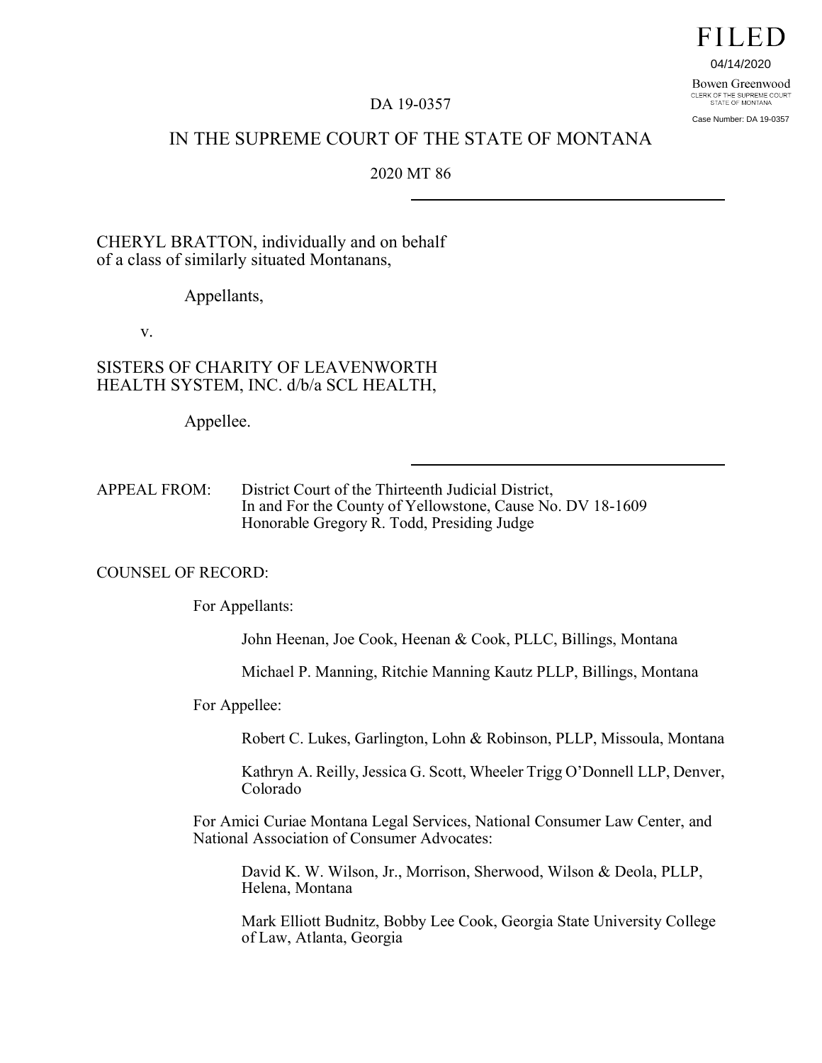FILED

04/14/2020

Bowen Greenwood
CLERK OF THE SUPREME COURT
STATE OF MONTANA

Case Number: DA 19-0357

DA 19-0357

IN THE SUPREME COURT OF THE STATE OF MONTANA

2020 MT 86

---

CHERYL BRATTON, individually and on behalf of a class of similarly situated Montanans,

Appellants,

v.

SISTERS OF CHARITY OF LEAVENWORTH HEALTH SYSTEM, INC. d/b/a SCL HEALTH,

Appellee.

---

APPEAL FROM: District Court of the Thirteenth Judicial District, In and For the County of Yellowstone, Cause No. DV 18-1609 Honorable Gregory R. Todd, Presiding Judge

COUNSEL OF RECORD:

For Appellants:

John Heenan, Joe Cook, Heenan & Cook, PLLC, Billings, Montana

Michael P. Manning, Ritchie Manning Kautz PLLP, Billings, Montana

For Appellee:

Robert C. Lukes, Garlington, Lohn & Robinson, PLLP, Missoula, Montana

Kathryn A. Reilly, Jessica G. Scott, Wheeler Trigg O'Donnell LLP, Denver, Colorado

For Amici Curiae Montana Legal Services, National Consumer Law Center, and National Association of Consumer Advocates:

David K. W. Wilson, Jr., Morrison, Sherwood, Wilson & Deola, PLLP, Helena, Montana

Mark Elliott Budnitz, Bobby Lee Cook, Georgia State University College of Law, Atlanta, Georgia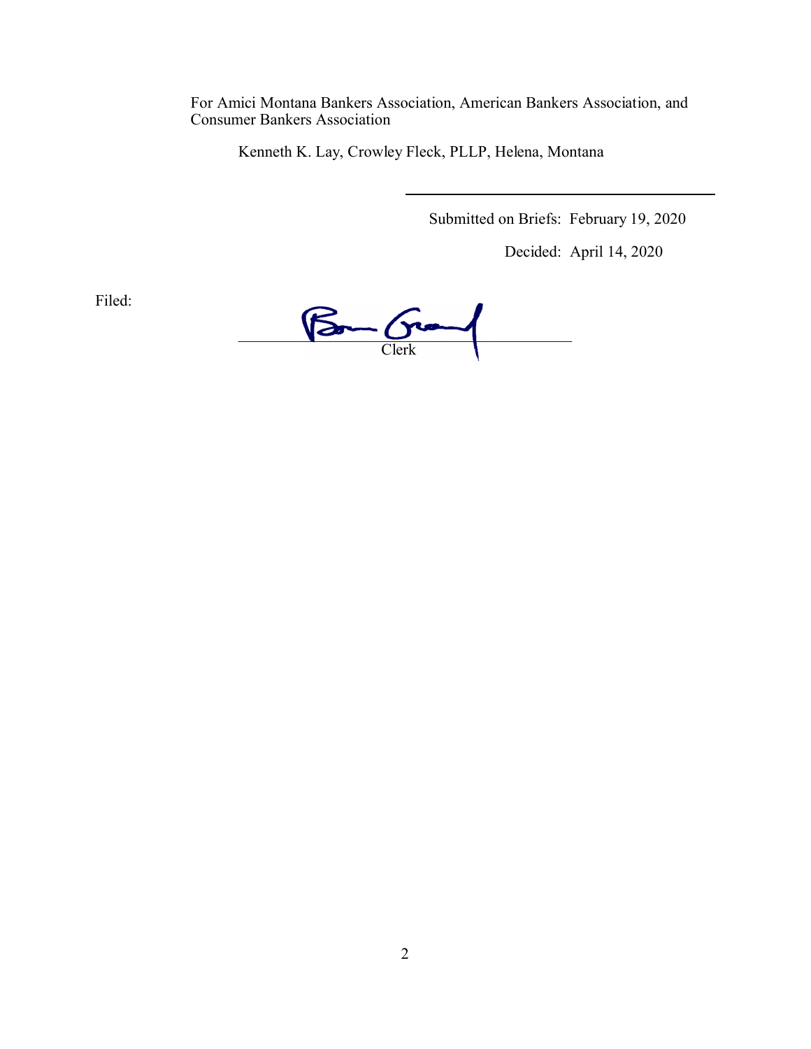For Amici Montana Bankers Association, American Bankers Association, and Consumer Bankers Association

Kenneth K. Lay, Crowley Fleck, PLLP, Helena, Montana

---

Submitted on Briefs: February 19, 2020

Decided: April 14, 2020

Filed:

__________________________________________
Clerk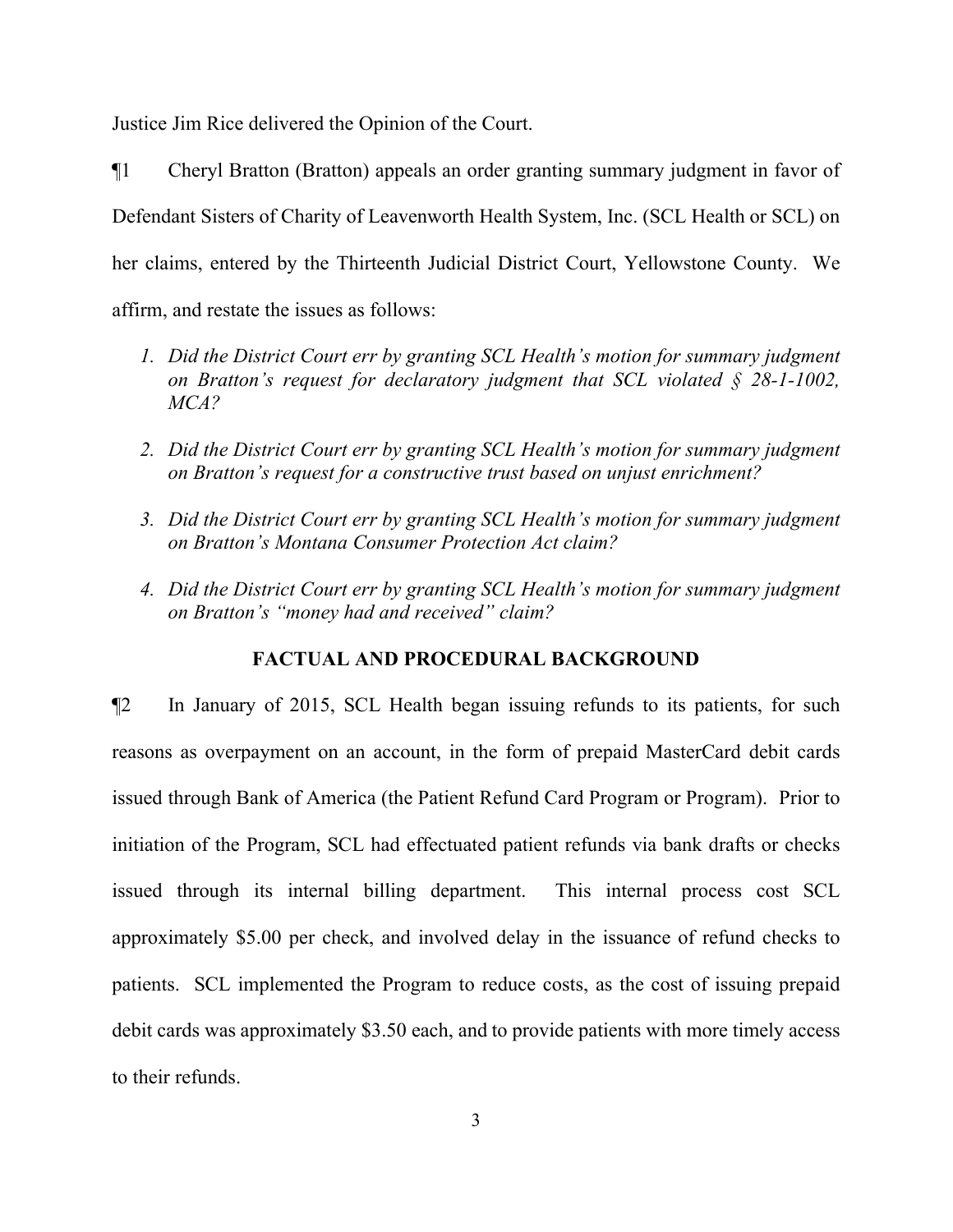Justice Jim Rice delivered the Opinion of the Court.

¶1 Cheryl Bratton (Bratton) appeals an order granting summary judgment in favor of Defendant Sisters of Charity of Leavenworth Health System, Inc. (SCL Health or SCL) on her claims, entered by the Thirteenth Judicial District Court, Yellowstone County. We affirm, and restate the issues as follows:

1. *Did the District Court err by granting SCL Health's motion for summary judgment on Bratton's request for declaratory judgment that SCL violated § 28-1-1002, MCA?*
2. *Did the District Court err by granting SCL Health's motion for summary judgment on Bratton's request for a constructive trust based on unjust enrichment?*
3. *Did the District Court err by granting SCL Health's motion for summary judgment on Bratton's Montana Consumer Protection Act claim?*
4. *Did the District Court err by granting SCL Health's motion for summary judgment on Bratton's "money had and received" claim?*

## FACTUAL AND PROCEDURAL BACKGROUND

¶2 In January of 2015, SCL Health began issuing refunds to its patients, for such reasons as overpayment on an account, in the form of prepaid MasterCard debit cards issued through Bank of America (the Patient Refund Card Program or Program). Prior to initiation of the Program, SCL had effectuated patient refunds via bank drafts or checks issued through its internal billing department. This internal process cost SCL approximately $5.00 per check, and involved delay in the issuance of refund checks to patients. SCL implemented the Program to reduce costs, as the cost of issuing prepaid debit cards was approximately $3.50 each, and to provide patients with more timely access to their refunds.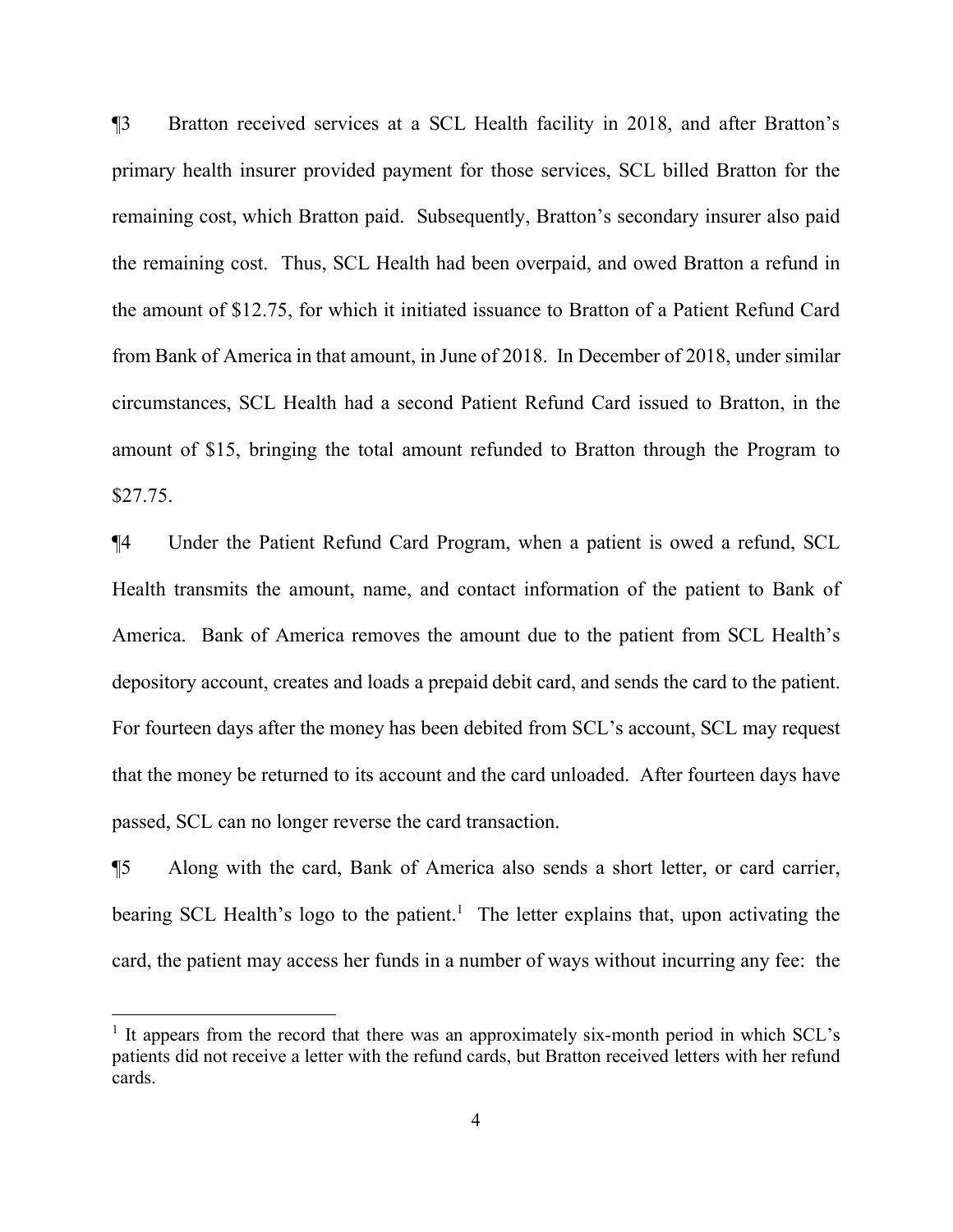¶3 Bratton received services at a SCL Health facility in 2018, and after Bratton's primary health insurer provided payment for those services, SCL billed Bratton for the remaining cost, which Bratton paid. Subsequently, Bratton's secondary insurer also paid the remaining cost. Thus, SCL Health had been overpaid, and owed Bratton a refund in the amount of $12.75, for which it initiated issuance to Bratton of a Patient Refund Card from Bank of America in that amount, in June of 2018. In December of 2018, under similar circumstances, SCL Health had a second Patient Refund Card issued to Bratton, in the amount of $15, bringing the total amount refunded to Bratton through the Program to $27.75.

¶4 Under the Patient Refund Card Program, when a patient is owed a refund, SCL Health transmits the amount, name, and contact information of the patient to Bank of America. Bank of America removes the amount due to the patient from SCL Health's depository account, creates and loads a prepaid debit card, and sends the card to the patient. For fourteen days after the money has been debited from SCL's account, SCL may request that the money be returned to its account and the card unloaded. After fourteen days have passed, SCL can no longer reverse the card transaction.

¶5 Along with the card, Bank of America also sends a short letter, or card carrier, bearing SCL Health's logo to the patient.[1] The letter explains that, upon activating the card, the patient may access her funds in a number of ways without incurring any fee: the

[1] It appears from the record that there was an approximately six-month period in which SCL's patients did not receive a letter with the refund cards, but Bratton received letters with her refund cards.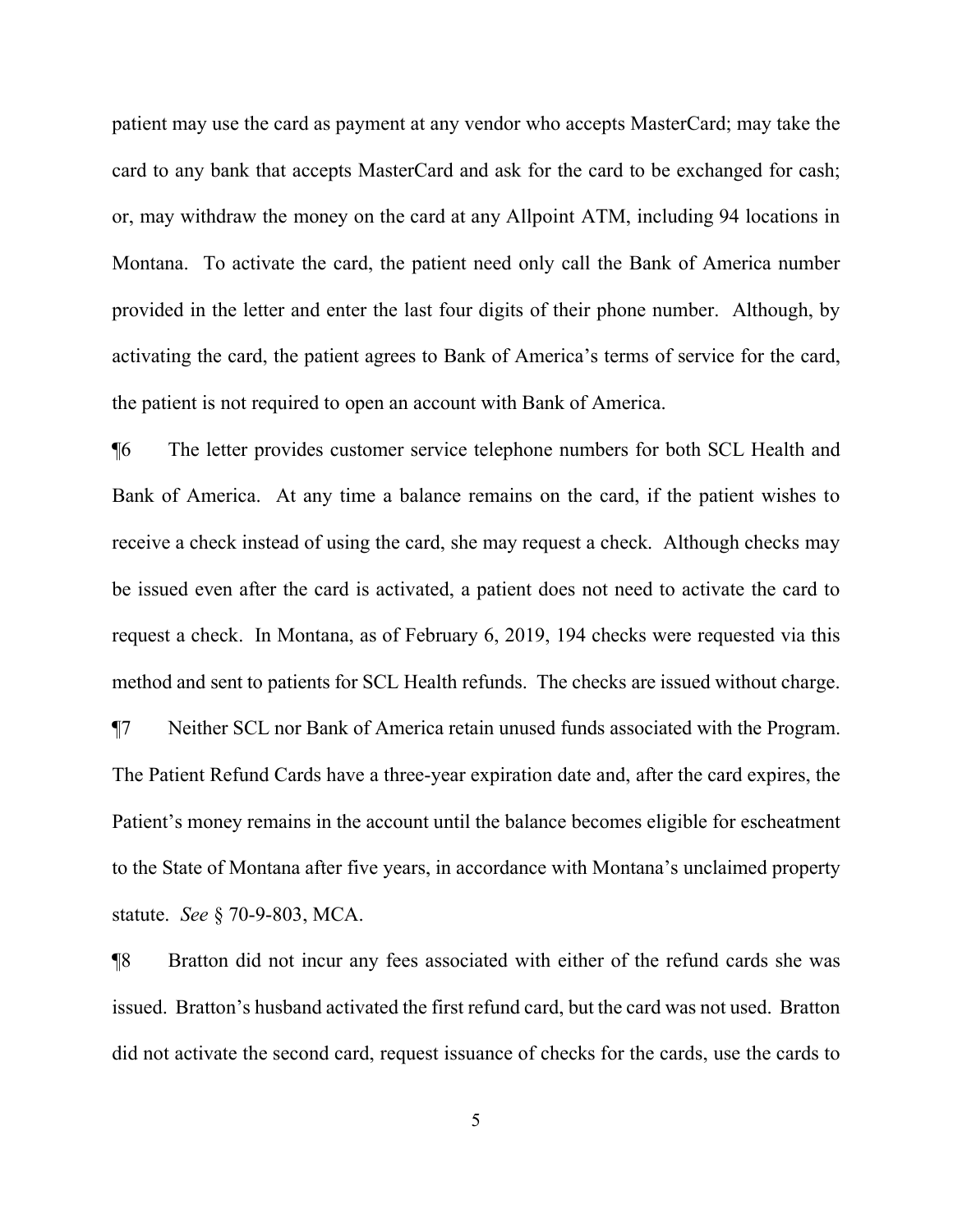patient may use the card as payment at any vendor who accepts MasterCard; may take the card to any bank that accepts MasterCard and ask for the card to be exchanged for cash; or, may withdraw the money on the card at any Allpoint ATM, including 94 locations in Montana. To activate the card, the patient need only call the Bank of America number provided in the letter and enter the last four digits of their phone number. Although, by activating the card, the patient agrees to Bank of America's terms of service for the card, the patient is not required to open an account with Bank of America.

¶6 The letter provides customer service telephone numbers for both SCL Health and Bank of America. At any time a balance remains on the card, if the patient wishes to receive a check instead of using the card, she may request a check. Although checks may be issued even after the card is activated, a patient does not need to activate the card to request a check. In Montana, as of February 6, 2019, 194 checks were requested via this method and sent to patients for SCL Health refunds. The checks are issued without charge.

¶7 Neither SCL nor Bank of America retain unused funds associated with the Program. The Patient Refund Cards have a three-year expiration date and, after the card expires, the Patient's money remains in the account until the balance becomes eligible for escheatment to the State of Montana after five years, in accordance with Montana's unclaimed property statute. *See* § 70-9-803, MCA.

¶8 Bratton did not incur any fees associated with either of the refund cards she was issued. Bratton's husband activated the first refund card, but the card was not used. Bratton did not activate the second card, request issuance of checks for the cards, use the cards to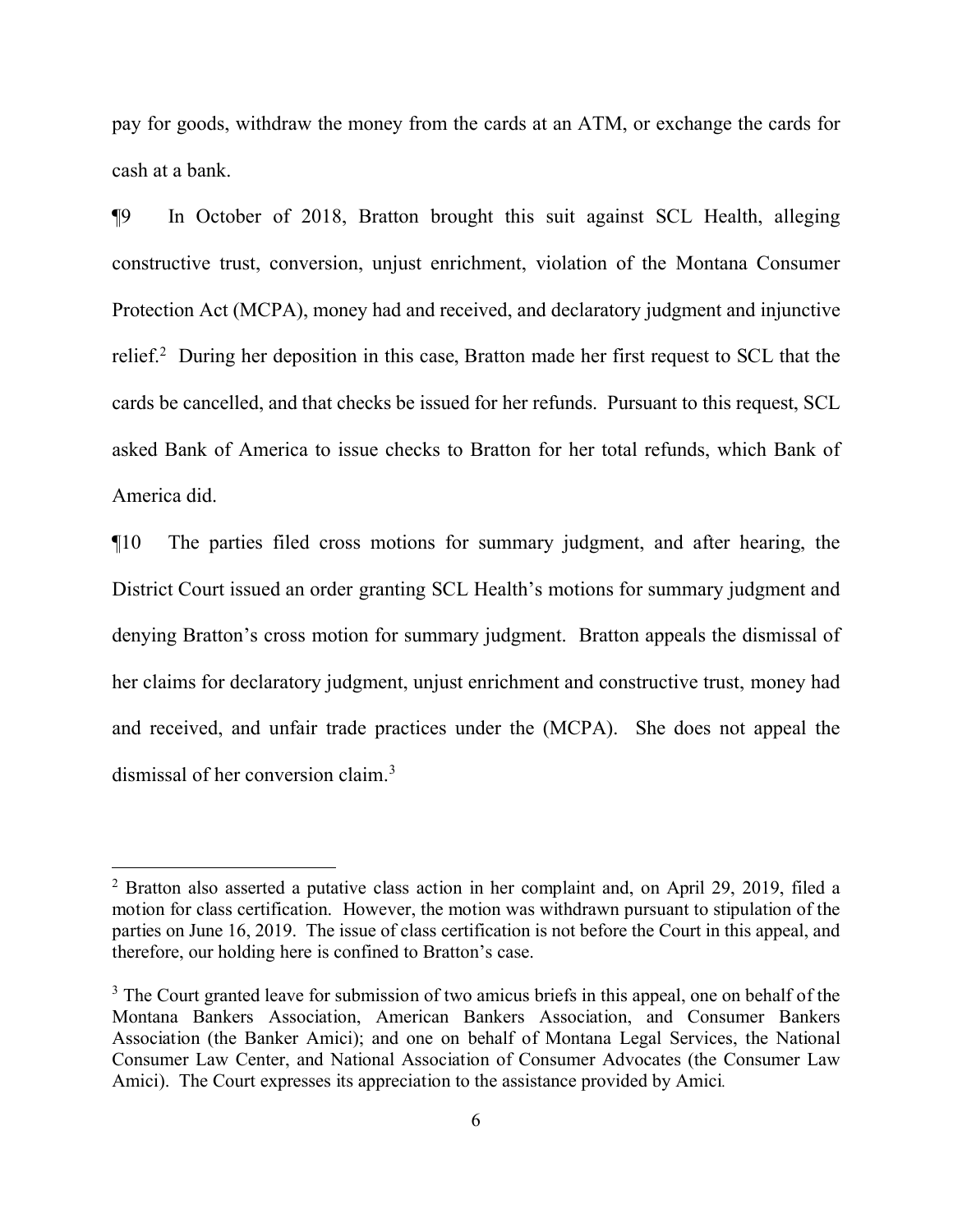pay for goods, withdraw the money from the cards at an ATM, or exchange the cards for cash at a bank.

¶9 In October of 2018, Bratton brought this suit against SCL Health, alleging constructive trust, conversion, unjust enrichment, violation of the Montana Consumer Protection Act (MCPA), money had and received, and declaratory judgment and injunctive relief.[2] During her deposition in this case, Bratton made her first request to SCL that the cards be cancelled, and that checks be issued for her refunds. Pursuant to this request, SCL asked Bank of America to issue checks to Bratton for her total refunds, which Bank of America did.

¶10 The parties filed cross motions for summary judgment, and after hearing, the District Court issued an order granting SCL Health's motions for summary judgment and denying Bratton's cross motion for summary judgment. Bratton appeals the dismissal of her claims for declaratory judgment, unjust enrichment and constructive trust, money had and received, and unfair trade practices under the (MCPA). She does not appeal the dismissal of her conversion claim.[3]

---

[2] Bratton also asserted a putative class action in her complaint and, on April 29, 2019, filed a motion for class certification. However, the motion was withdrawn pursuant to stipulation of the parties on June 16, 2019. The issue of class certification is not before the Court in this appeal, and therefore, our holding here is confined to Bratton's case.

[3] The Court granted leave for submission of two amicus briefs in this appeal, one on behalf of the Montana Bankers Association, American Bankers Association, and Consumer Bankers Association (the Banker Amici); and one on behalf of Montana Legal Services, the National Consumer Law Center, and National Association of Consumer Advocates (the Consumer Law Amici). The Court expresses its appreciation to the assistance provided by Amici.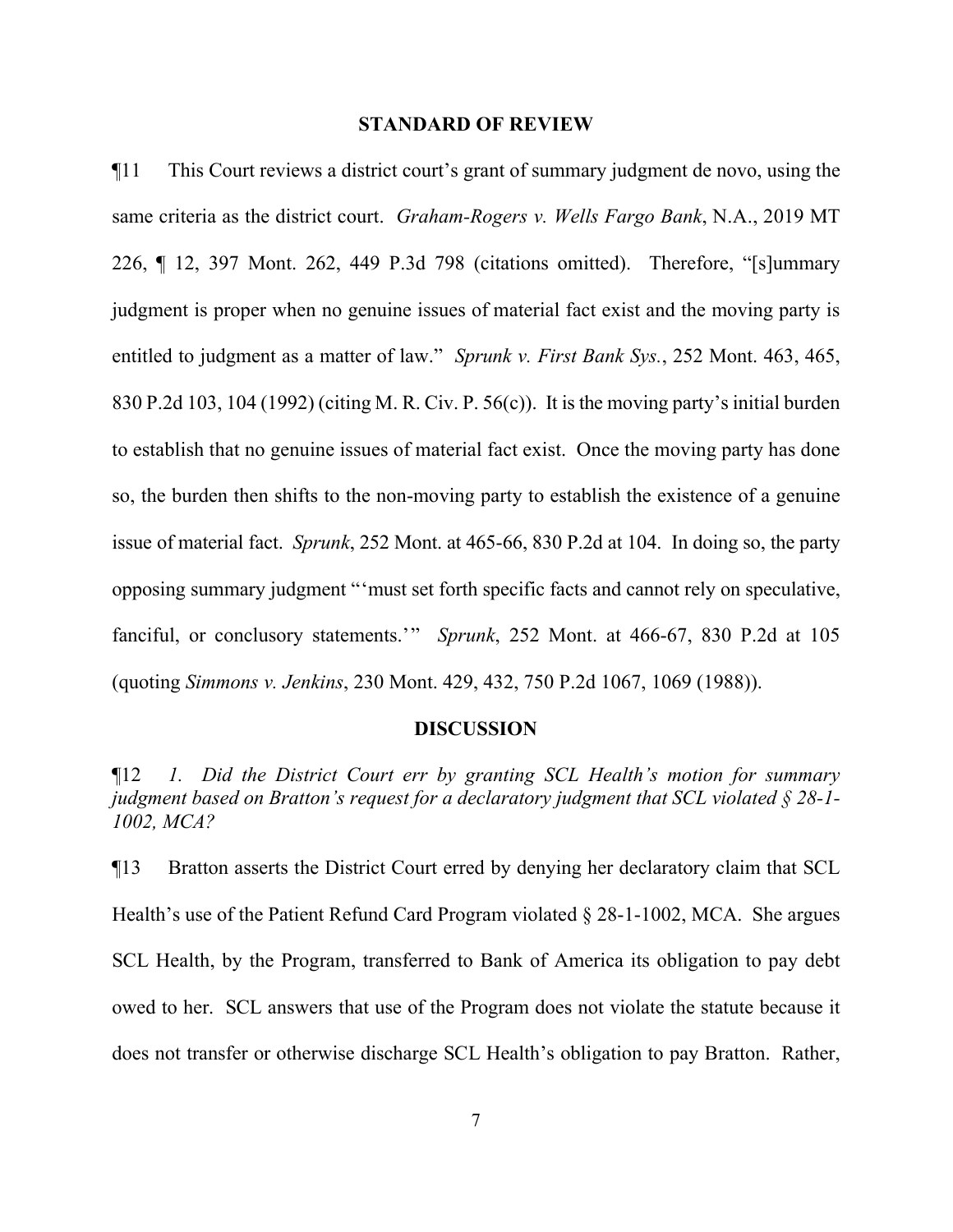## STANDARD OF REVIEW

¶11 This Court reviews a district court's grant of summary judgment de novo, using the same criteria as the district court. *Graham-Rogers v. Wells Fargo Bank*, N.A., 2019 MT 226, ¶ 12, 397 Mont. 262, 449 P.3d 798 (citations omitted). Therefore, "[s]ummary judgment is proper when no genuine issues of material fact exist and the moving party is entitled to judgment as a matter of law." *Sprunk v. First Bank Sys.*, 252 Mont. 463, 465, 830 P.2d 103, 104 (1992) (citing M. R. Civ. P. 56(c)). It is the moving party's initial burden to establish that no genuine issues of material fact exist. Once the moving party has done so, the burden then shifts to the non-moving party to establish the existence of a genuine issue of material fact. *Sprunk*, 252 Mont. at 465-66, 830 P.2d at 104. In doing so, the party opposing summary judgment "'must set forth specific facts and cannot rely on speculative, fanciful, or conclusory statements.'" *Sprunk*, 252 Mont. at 466-67, 830 P.2d at 105 (quoting *Simmons v. Jenkins*, 230 Mont. 429, 432, 750 P.2d 1067, 1069 (1988)).

## DISCUSSION

¶12 *1. Did the District Court err by granting SCL Health's motion for summary judgment based on Bratton's request for a declaratory judgment that SCL violated § 28-1-1002, MCA?*

¶13 Bratton asserts the District Court erred by denying her declaratory claim that SCL Health's use of the Patient Refund Card Program violated § 28-1-1002, MCA. She argues SCL Health, by the Program, transferred to Bank of America its obligation to pay debt owed to her. SCL answers that use of the Program does not violate the statute because it does not transfer or otherwise discharge SCL Health's obligation to pay Bratton. Rather,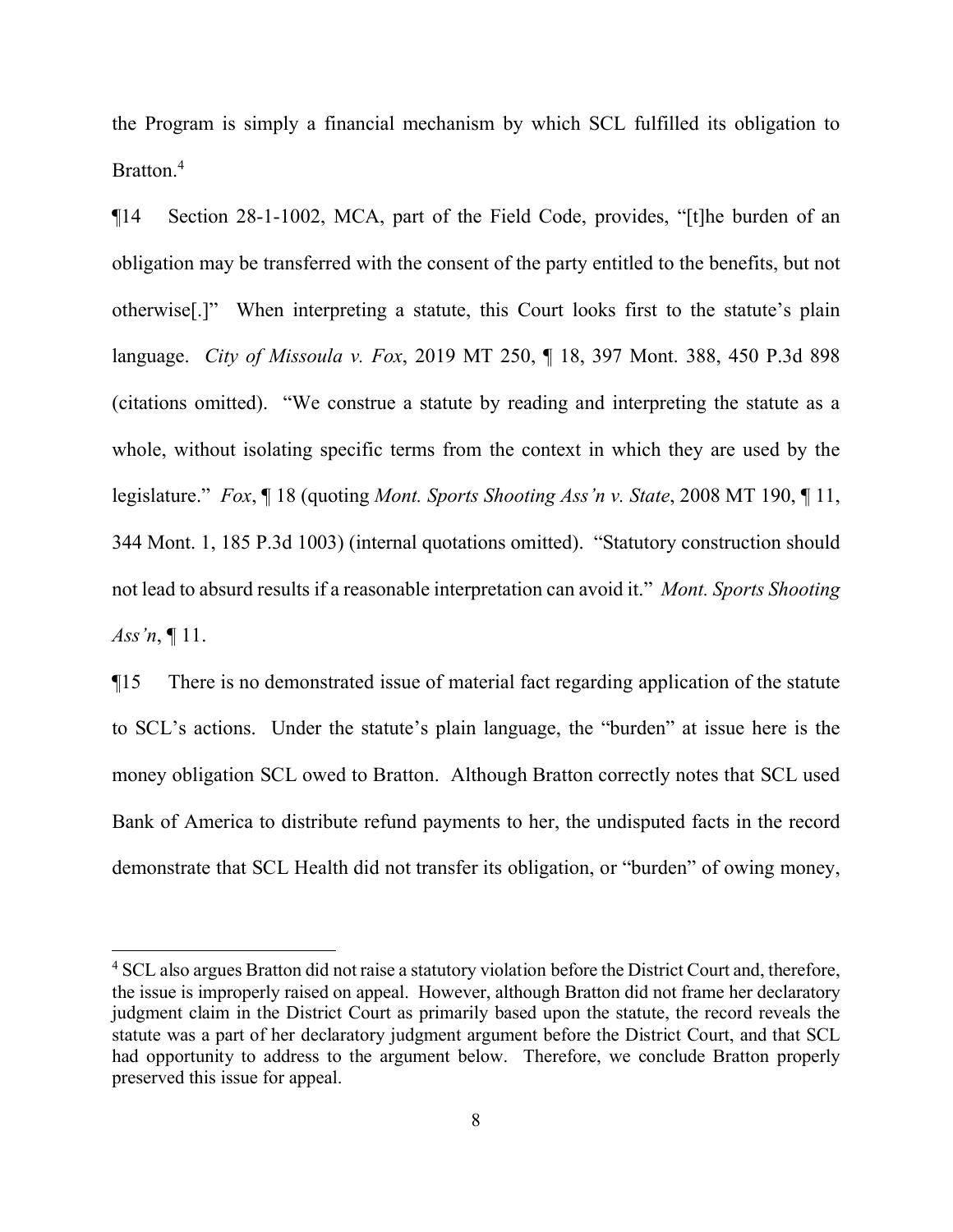the Program is simply a financial mechanism by which SCL fulfilled its obligation to Bratton.[4]

¶14 Section 28-1-1002, MCA, part of the Field Code, provides, "[t]he burden of an obligation may be transferred with the consent of the party entitled to the benefits, but not otherwise[.]" When interpreting a statute, this Court looks first to the statute's plain language. *City of Missoula v. Fox*, 2019 MT 250, ¶ 18, 397 Mont. 388, 450 P.3d 898 (citations omitted). "We construe a statute by reading and interpreting the statute as a whole, without isolating specific terms from the context in which they are used by the legislature." *Fox*, ¶ 18 (quoting *Mont. Sports Shooting Ass'n v. State*, 2008 MT 190, ¶ 11, 344 Mont. 1, 185 P.3d 1003) (internal quotations omitted). "Statutory construction should not lead to absurd results if a reasonable interpretation can avoid it." *Mont. Sports Shooting Ass'n*, ¶ 11.

¶15 There is no demonstrated issue of material fact regarding application of the statute to SCL's actions. Under the statute's plain language, the "burden" at issue here is the money obligation SCL owed to Bratton. Although Bratton correctly notes that SCL used Bank of America to distribute refund payments to her, the undisputed facts in the record demonstrate that SCL Health did not transfer its obligation, or "burden" of owing money,

---

[4] SCL also argues Bratton did not raise a statutory violation before the District Court and, therefore, the issue is improperly raised on appeal. However, although Bratton did not frame her declaratory judgment claim in the District Court as primarily based upon the statute, the record reveals the statute was a part of her declaratory judgment argument before the District Court, and that SCL had opportunity to address to the argument below. Therefore, we conclude Bratton properly preserved this issue for appeal.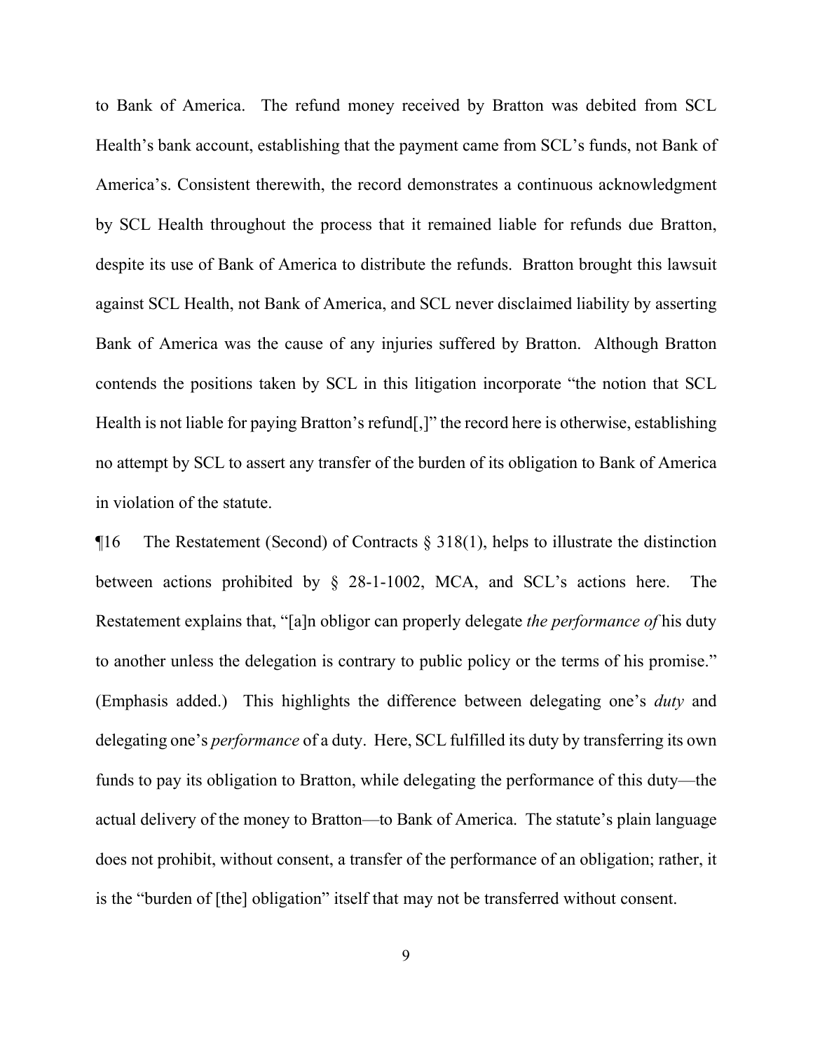to Bank of America. The refund money received by Bratton was debited from SCL Health's bank account, establishing that the payment came from SCL's funds, not Bank of America's. Consistent therewith, the record demonstrates a continuous acknowledgment by SCL Health throughout the process that it remained liable for refunds due Bratton, despite its use of Bank of America to distribute the refunds. Bratton brought this lawsuit against SCL Health, not Bank of America, and SCL never disclaimed liability by asserting Bank of America was the cause of any injuries suffered by Bratton. Although Bratton contends the positions taken by SCL in this litigation incorporate "the notion that SCL Health is not liable for paying Bratton's refund[,]" the record here is otherwise, establishing no attempt by SCL to assert any transfer of the burden of its obligation to Bank of America in violation of the statute.

¶16 The Restatement (Second) of Contracts § 318(1), helps to illustrate the distinction between actions prohibited by § 28-1-1002, MCA, and SCL's actions here. The Restatement explains that, "[a]n obligor can properly delegate *the performance of* his duty to another unless the delegation is contrary to public policy or the terms of his promise." (Emphasis added.) This highlights the difference between delegating one's *duty* and delegating one's *performance* of a duty. Here, SCL fulfilled its duty by transferring its own funds to pay its obligation to Bratton, while delegating the performance of this duty—the actual delivery of the money to Bratton—to Bank of America. The statute's plain language does not prohibit, without consent, a transfer of the performance of an obligation; rather, it is the "burden of [the] obligation" itself that may not be transferred without consent.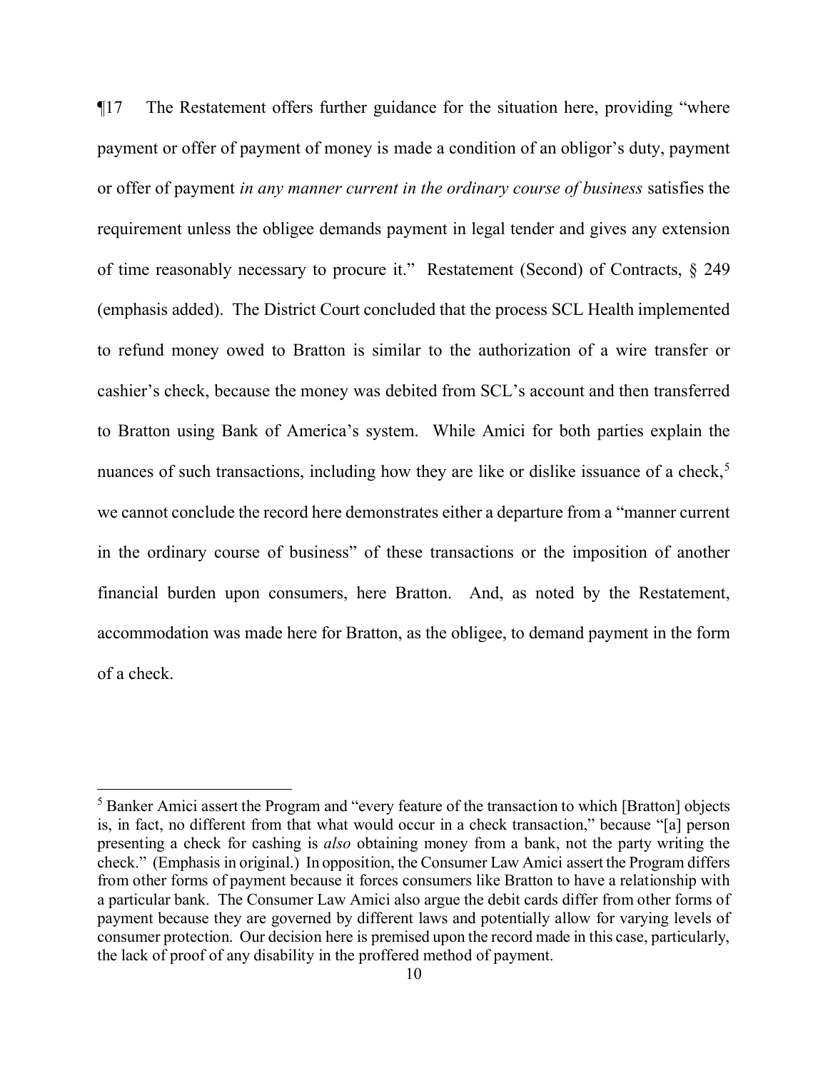¶17 The Restatement offers further guidance for the situation here, providing "where payment or offer of payment of money is made a condition of an obligor's duty, payment or offer of payment *in any manner current in the ordinary course of business* satisfies the requirement unless the obligee demands payment in legal tender and gives any extension of time reasonably necessary to procure it." Restatement (Second) of Contracts, § 249 (emphasis added). The District Court concluded that the process SCL Health implemented to refund money owed to Bratton is similar to the authorization of a wire transfer or cashier's check, because the money was debited from SCL's account and then transferred to Bratton using Bank of America's system. While Amici for both parties explain the nuances of such transactions, including how they are like or dislike issuance of a check,[5] we cannot conclude the record here demonstrates either a departure from a "manner current in the ordinary course of business" of these transactions or the imposition of another financial burden upon consumers, here Bratton. And, as noted by the Restatement, accommodation was made here for Bratton, as the obligee, to demand payment in the form of a check.

---

[5] Banker Amici assert the Program and "every feature of the transaction to which [Bratton] objects is, in fact, no different from that what would occur in a check transaction," because "[a] person presenting a check for cashing is *also* obtaining money from a bank, not the party writing the check." (Emphasis in original.) In opposition, the Consumer Law Amici assert the Program differs from other forms of payment because it forces consumers like Bratton to have a relationship with a particular bank. The Consumer Law Amici also argue the debit cards differ from other forms of payment because they are governed by different laws and potentially allow for varying levels of consumer protection. Our decision here is premised upon the record made in this case, particularly, the lack of proof of any disability in the proffered method of payment.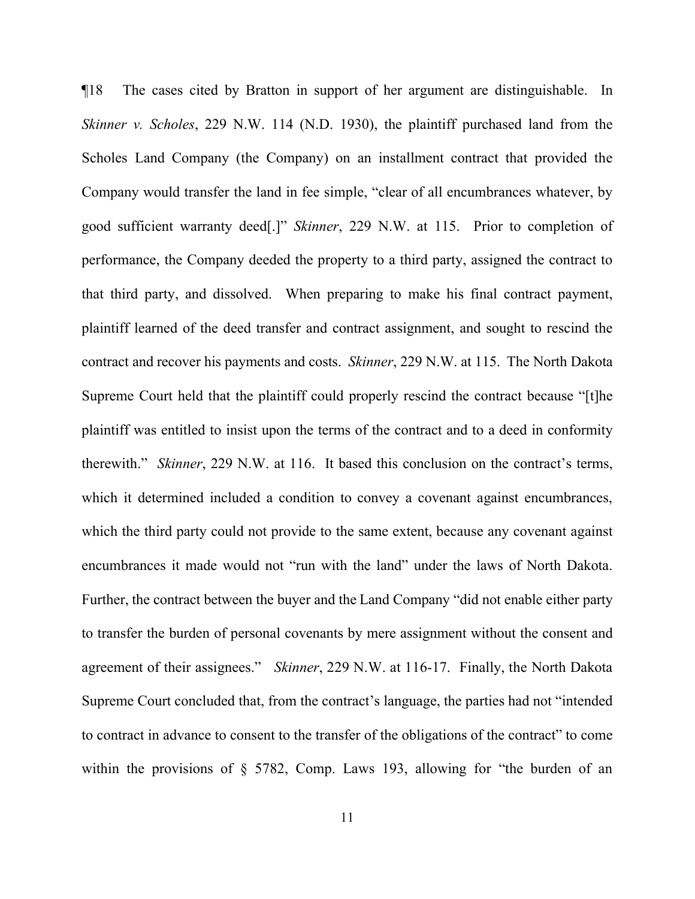¶18 The cases cited by Bratton in support of her argument are distinguishable. In *Skinner v. Scholes*, 229 N.W. 114 (N.D. 1930), the plaintiff purchased land from the Scholes Land Company (the Company) on an installment contract that provided the Company would transfer the land in fee simple, "clear of all encumbrances whatever, by good sufficient warranty deed[.]" *Skinner*, 229 N.W. at 115. Prior to completion of performance, the Company deeded the property to a third party, assigned the contract to that third party, and dissolved. When preparing to make his final contract payment, plaintiff learned of the deed transfer and contract assignment, and sought to rescind the contract and recover his payments and costs. *Skinner*, 229 N.W. at 115. The North Dakota Supreme Court held that the plaintiff could properly rescind the contract because "[t]he plaintiff was entitled to insist upon the terms of the contract and to a deed in conformity therewith." *Skinner*, 229 N.W. at 116. It based this conclusion on the contract's terms, which it determined included a condition to convey a covenant against encumbrances, which the third party could not provide to the same extent, because any covenant against encumbrances it made would not "run with the land" under the laws of North Dakota. Further, the contract between the buyer and the Land Company "did not enable either party to transfer the burden of personal covenants by mere assignment without the consent and agreement of their assignees." *Skinner*, 229 N.W. at 116-17. Finally, the North Dakota Supreme Court concluded that, from the contract's language, the parties had not "intended to contract in advance to consent to the transfer of the obligations of the contract" to come within the provisions of § 5782, Comp. Laws 193, allowing for "the burden of an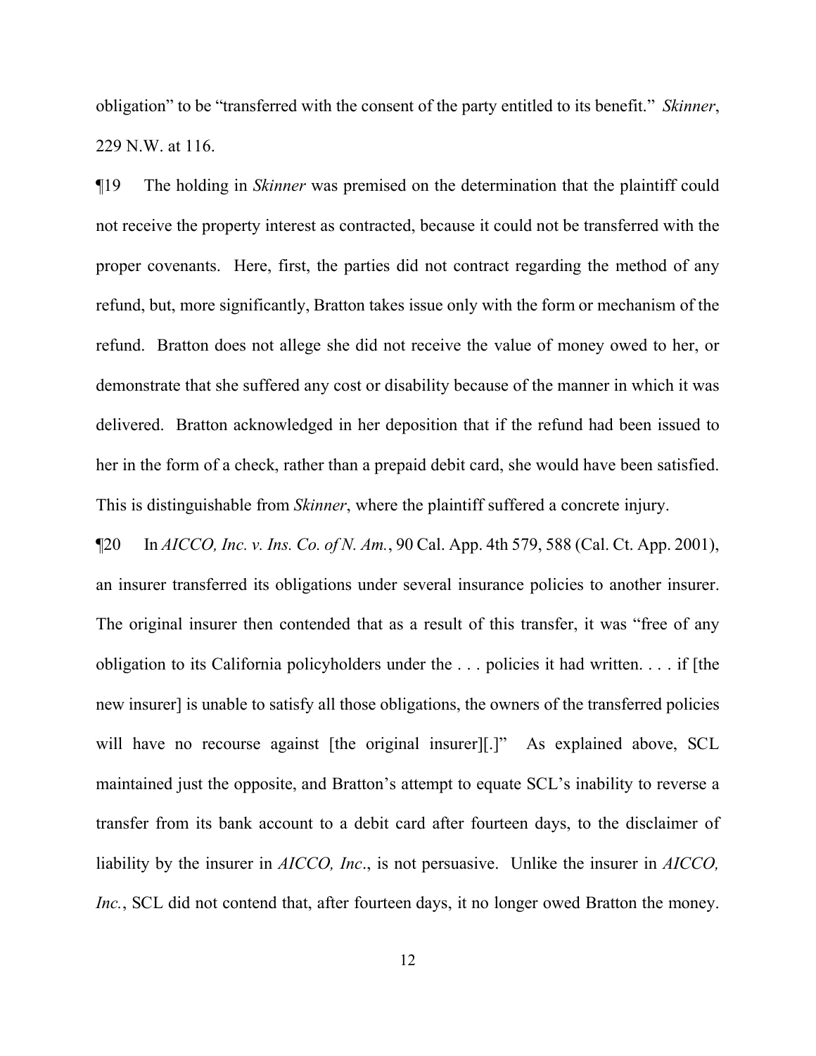obligation" to be "transferred with the consent of the party entitled to its benefit." *Skinner*, 229 N.W. at 116.

¶19 The holding in *Skinner* was premised on the determination that the plaintiff could not receive the property interest as contracted, because it could not be transferred with the proper covenants. Here, first, the parties did not contract regarding the method of any refund, but, more significantly, Bratton takes issue only with the form or mechanism of the refund. Bratton does not allege she did not receive the value of money owed to her, or demonstrate that she suffered any cost or disability because of the manner in which it was delivered. Bratton acknowledged in her deposition that if the refund had been issued to her in the form of a check, rather than a prepaid debit card, she would have been satisfied. This is distinguishable from *Skinner*, where the plaintiff suffered a concrete injury.

¶20 In *AICCO, Inc. v. Ins. Co. of N. Am.*, 90 Cal. App. 4th 579, 588 (Cal. Ct. App. 2001), an insurer transferred its obligations under several insurance policies to another insurer. The original insurer then contended that as a result of this transfer, it was "free of any obligation to its California policyholders under the . . . policies it had written. . . . if [the new insurer] is unable to satisfy all those obligations, the owners of the transferred policies will have no recourse against [the original insurer][.]" As explained above, SCL maintained just the opposite, and Bratton's attempt to equate SCL's inability to reverse a transfer from its bank account to a debit card after fourteen days, to the disclaimer of liability by the insurer in *AICCO, Inc*., is not persuasive. Unlike the insurer in *AICCO, Inc.*, SCL did not contend that, after fourteen days, it no longer owed Bratton the money.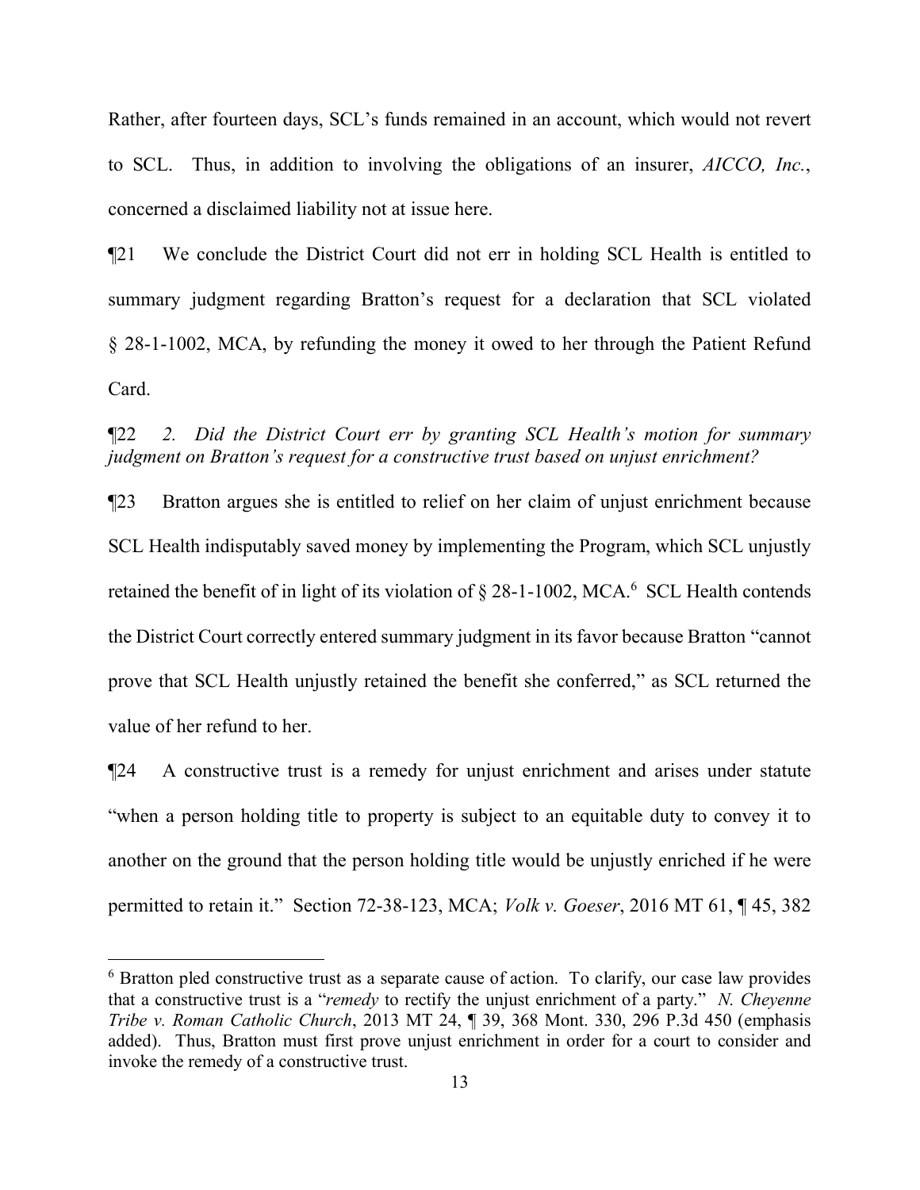Rather, after fourteen days, SCL's funds remained in an account, which would not revert to SCL. Thus, in addition to involving the obligations of an insurer, *AICCO, Inc.*, concerned a disclaimed liability not at issue here.

¶21 We conclude the District Court did not err in holding SCL Health is entitled to summary judgment regarding Bratton's request for a declaration that SCL violated § 28-1-1002, MCA, by refunding the money it owed to her through the Patient Refund Card.

¶22 *2. Did the District Court err by granting SCL Health's motion for summary judgment on Bratton's request for a constructive trust based on unjust enrichment?*

¶23 Bratton argues she is entitled to relief on her claim of unjust enrichment because SCL Health indisputably saved money by implementing the Program, which SCL unjustly retained the benefit of in light of its violation of § 28-1-1002, MCA.[6] SCL Health contends the District Court correctly entered summary judgment in its favor because Bratton "cannot prove that SCL Health unjustly retained the benefit she conferred," as SCL returned the value of her refund to her.

¶24 A constructive trust is a remedy for unjust enrichment and arises under statute "when a person holding title to property is subject to an equitable duty to convey it to another on the ground that the person holding title would be unjustly enriched if he were permitted to retain it." Section 72-38-123, MCA; *Volk v. Goeser*, 2016 MT 61, ¶ 45, 382

[6] Bratton pled constructive trust as a separate cause of action. To clarify, our case law provides that a constructive trust is a "*remedy* to rectify the unjust enrichment of a party." *N. Cheyenne Tribe v. Roman Catholic Church*, 2013 MT 24, ¶ 39, 368 Mont. 330, 296 P.3d 450 (emphasis added). Thus, Bratton must first prove unjust enrichment in order for a court to consider and invoke the remedy of a constructive trust.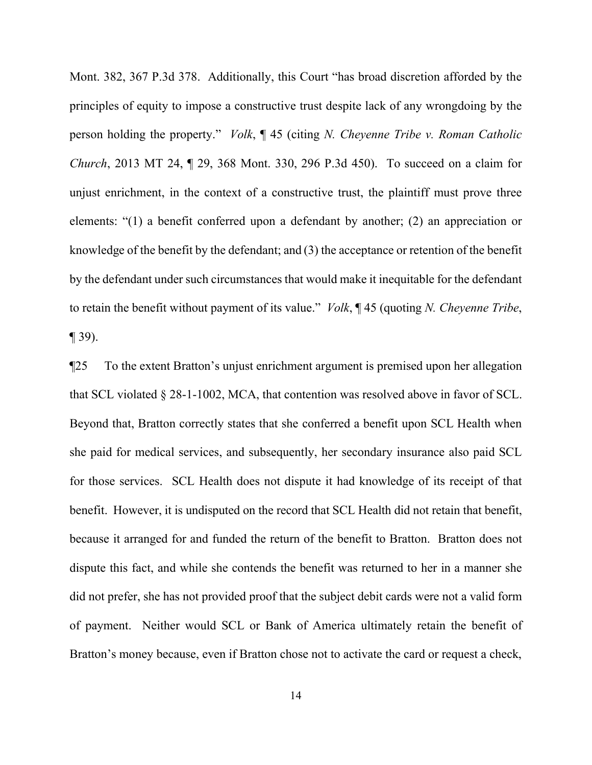Mont. 382, 367 P.3d 378. Additionally, this Court "has broad discretion afforded by the principles of equity to impose a constructive trust despite lack of any wrongdoing by the person holding the property." *Volk*, ¶ 45 (citing *N. Cheyenne Tribe v. Roman Catholic Church*, 2013 MT 24, ¶ 29, 368 Mont. 330, 296 P.3d 450). To succeed on a claim for unjust enrichment, in the context of a constructive trust, the plaintiff must prove three elements: "(1) a benefit conferred upon a defendant by another; (2) an appreciation or knowledge of the benefit by the defendant; and (3) the acceptance or retention of the benefit by the defendant under such circumstances that would make it inequitable for the defendant to retain the benefit without payment of its value." *Volk*, ¶ 45 (quoting *N. Cheyenne Tribe*, ¶ 39).

¶25 To the extent Bratton's unjust enrichment argument is premised upon her allegation that SCL violated § 28-1-1002, MCA, that contention was resolved above in favor of SCL. Beyond that, Bratton correctly states that she conferred a benefit upon SCL Health when she paid for medical services, and subsequently, her secondary insurance also paid SCL for those services. SCL Health does not dispute it had knowledge of its receipt of that benefit. However, it is undisputed on the record that SCL Health did not retain that benefit, because it arranged for and funded the return of the benefit to Bratton. Bratton does not dispute this fact, and while she contends the benefit was returned to her in a manner she did not prefer, she has not provided proof that the subject debit cards were not a valid form of payment. Neither would SCL or Bank of America ultimately retain the benefit of Bratton's money because, even if Bratton chose not to activate the card or request a check,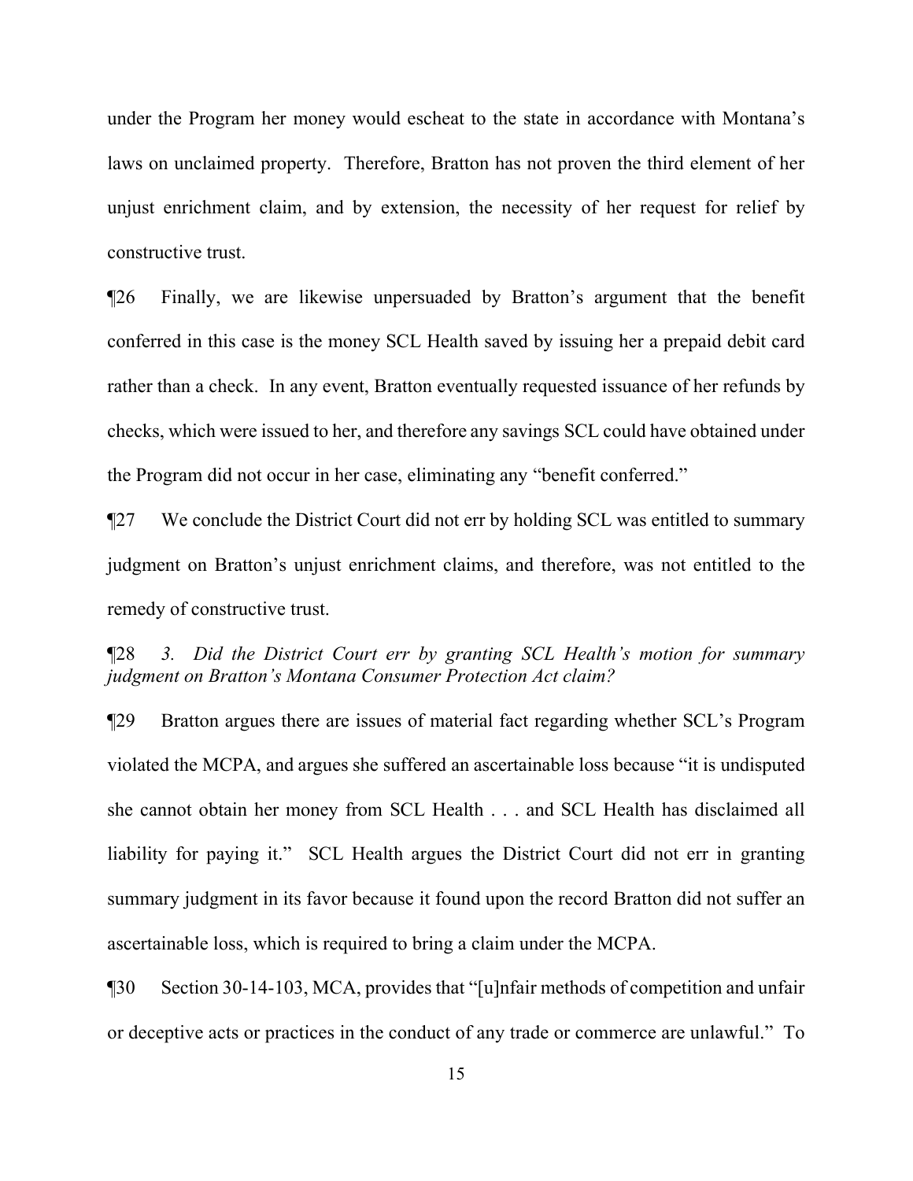under the Program her money would escheat to the state in accordance with Montana's laws on unclaimed property. Therefore, Bratton has not proven the third element of her unjust enrichment claim, and by extension, the necessity of her request for relief by constructive trust.

¶26 Finally, we are likewise unpersuaded by Bratton's argument that the benefit conferred in this case is the money SCL Health saved by issuing her a prepaid debit card rather than a check. In any event, Bratton eventually requested issuance of her refunds by checks, which were issued to her, and therefore any savings SCL could have obtained under the Program did not occur in her case, eliminating any "benefit conferred."

¶27 We conclude the District Court did not err by holding SCL was entitled to summary judgment on Bratton's unjust enrichment claims, and therefore, was not entitled to the remedy of constructive trust.

¶28 *3. Did the District Court err by granting SCL Health's motion for summary judgment on Bratton's Montana Consumer Protection Act claim?*

¶29 Bratton argues there are issues of material fact regarding whether SCL's Program violated the MCPA, and argues she suffered an ascertainable loss because "it is undisputed she cannot obtain her money from SCL Health . . . and SCL Health has disclaimed all liability for paying it." SCL Health argues the District Court did not err in granting summary judgment in its favor because it found upon the record Bratton did not suffer an ascertainable loss, which is required to bring a claim under the MCPA.

¶30 Section 30-14-103, MCA, provides that "[u]nfair methods of competition and unfair or deceptive acts or practices in the conduct of any trade or commerce are unlawful." To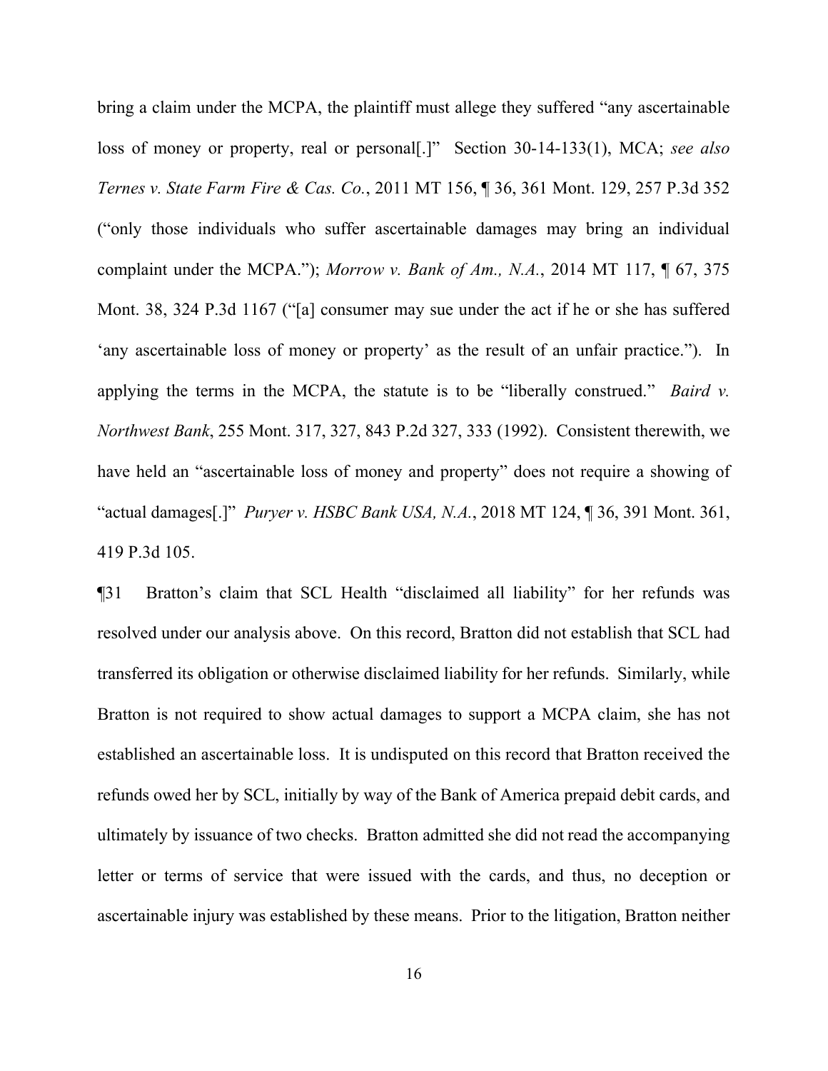bring a claim under the MCPA, the plaintiff must allege they suffered "any ascertainable loss of money or property, real or personal[.]" Section 30-14-133(1), MCA; *see also Ternes v. State Farm Fire & Cas. Co.*, 2011 MT 156, ¶ 36, 361 Mont. 129, 257 P.3d 352 ("only those individuals who suffer ascertainable damages may bring an individual complaint under the MCPA."); *Morrow v. Bank of Am., N.A.*, 2014 MT 117, ¶ 67, 375 Mont. 38, 324 P.3d 1167 ("[a] consumer may sue under the act if he or she has suffered 'any ascertainable loss of money or property' as the result of an unfair practice."). In applying the terms in the MCPA, the statute is to be "liberally construed." *Baird v. Northwest Bank*, 255 Mont. 317, 327, 843 P.2d 327, 333 (1992). Consistent therewith, we have held an "ascertainable loss of money and property" does not require a showing of "actual damages[.]" *Puryer v. HSBC Bank USA, N.A.*, 2018 MT 124, ¶ 36, 391 Mont. 361, 419 P.3d 105.

¶31 Bratton's claim that SCL Health "disclaimed all liability" for her refunds was resolved under our analysis above. On this record, Bratton did not establish that SCL had transferred its obligation or otherwise disclaimed liability for her refunds. Similarly, while Bratton is not required to show actual damages to support a MCPA claim, she has not established an ascertainable loss. It is undisputed on this record that Bratton received the refunds owed her by SCL, initially by way of the Bank of America prepaid debit cards, and ultimately by issuance of two checks. Bratton admitted she did not read the accompanying letter or terms of service that were issued with the cards, and thus, no deception or ascertainable injury was established by these means. Prior to the litigation, Bratton neither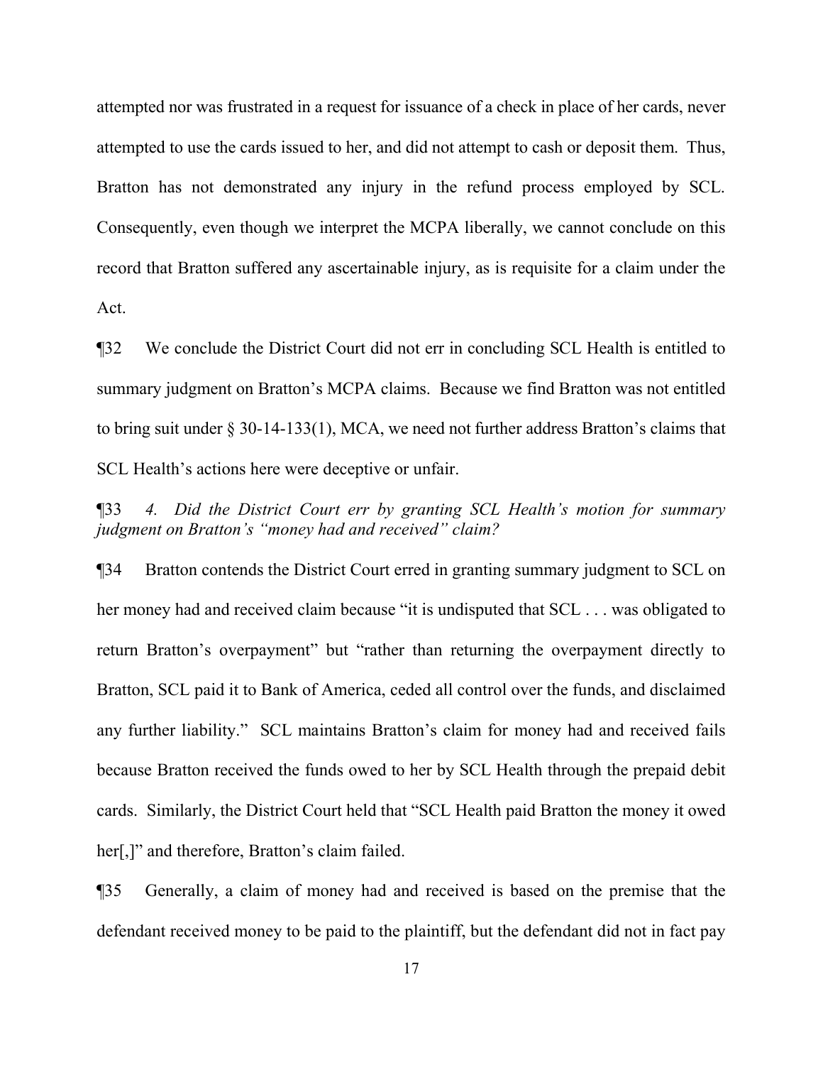attempted nor was frustrated in a request for issuance of a check in place of her cards, never attempted to use the cards issued to her, and did not attempt to cash or deposit them. Thus, Bratton has not demonstrated any injury in the refund process employed by SCL. Consequently, even though we interpret the MCPA liberally, we cannot conclude on this record that Bratton suffered any ascertainable injury, as is requisite for a claim under the Act.

¶32 We conclude the District Court did not err in concluding SCL Health is entitled to summary judgment on Bratton's MCPA claims. Because we find Bratton was not entitled to bring suit under § 30-14-133(1), MCA, we need not further address Bratton's claims that SCL Health's actions here were deceptive or unfair.

¶33 *4. Did the District Court err by granting SCL Health's motion for summary judgment on Bratton's "money had and received" claim?*

¶34 Bratton contends the District Court erred in granting summary judgment to SCL on her money had and received claim because "it is undisputed that SCL . . . was obligated to return Bratton's overpayment" but "rather than returning the overpayment directly to Bratton, SCL paid it to Bank of America, ceded all control over the funds, and disclaimed any further liability." SCL maintains Bratton's claim for money had and received fails because Bratton received the funds owed to her by SCL Health through the prepaid debit cards. Similarly, the District Court held that "SCL Health paid Bratton the money it owed her[,]" and therefore, Bratton's claim failed.

¶35 Generally, a claim of money had and received is based on the premise that the defendant received money to be paid to the plaintiff, but the defendant did not in fact pay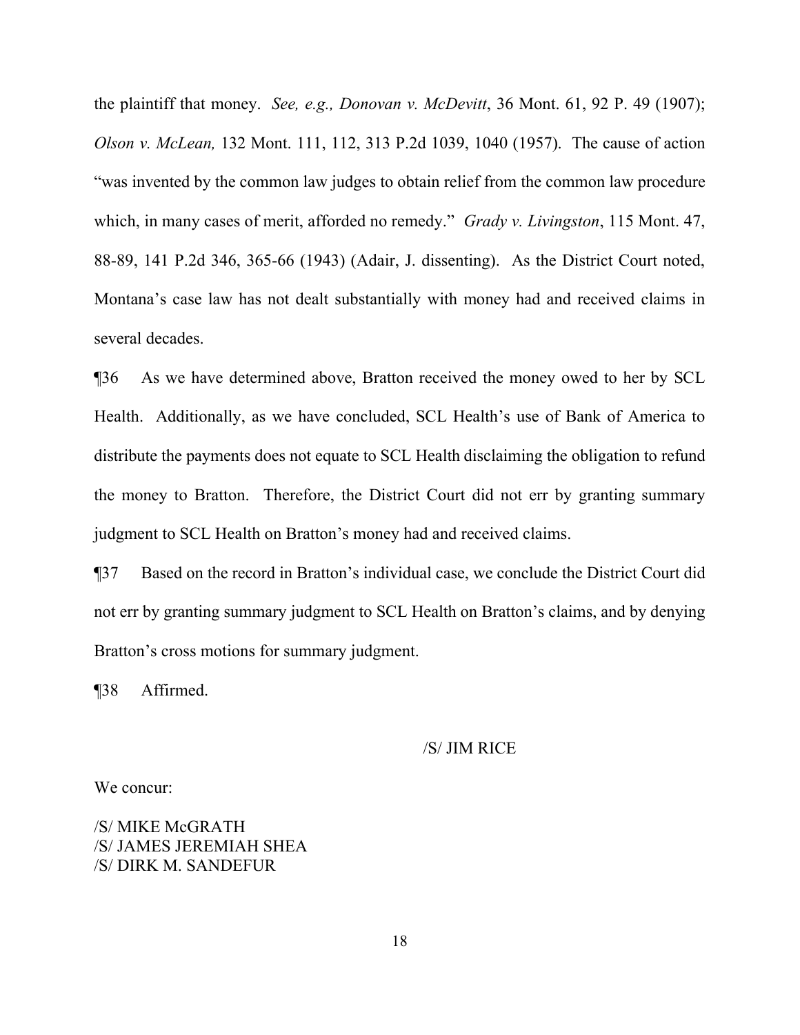the plaintiff that money. *See, e.g., Donovan v. McDevitt*, 36 Mont. 61, 92 P. 49 (1907); *Olson v. McLean,* 132 Mont. 111, 112, 313 P.2d 1039, 1040 (1957). The cause of action "was invented by the common law judges to obtain relief from the common law procedure which, in many cases of merit, afforded no remedy." *Grady v. Livingston*, 115 Mont. 47, 88-89, 141 P.2d 346, 365-66 (1943) (Adair, J. dissenting). As the District Court noted, Montana's case law has not dealt substantially with money had and received claims in several decades.

¶36 As we have determined above, Bratton received the money owed to her by SCL Health. Additionally, as we have concluded, SCL Health's use of Bank of America to distribute the payments does not equate to SCL Health disclaiming the obligation to refund the money to Bratton. Therefore, the District Court did not err by granting summary judgment to SCL Health on Bratton's money had and received claims.

¶37 Based on the record in Bratton's individual case, we conclude the District Court did not err by granting summary judgment to SCL Health on Bratton's claims, and by denying Bratton's cross motions for summary judgment.

¶38 Affirmed.

/S/ JIM RICE

We concur:

/S/ MIKE McGRATH
/S/ JAMES JEREMIAH SHEA
/S/ DIRK M. SANDEFUR